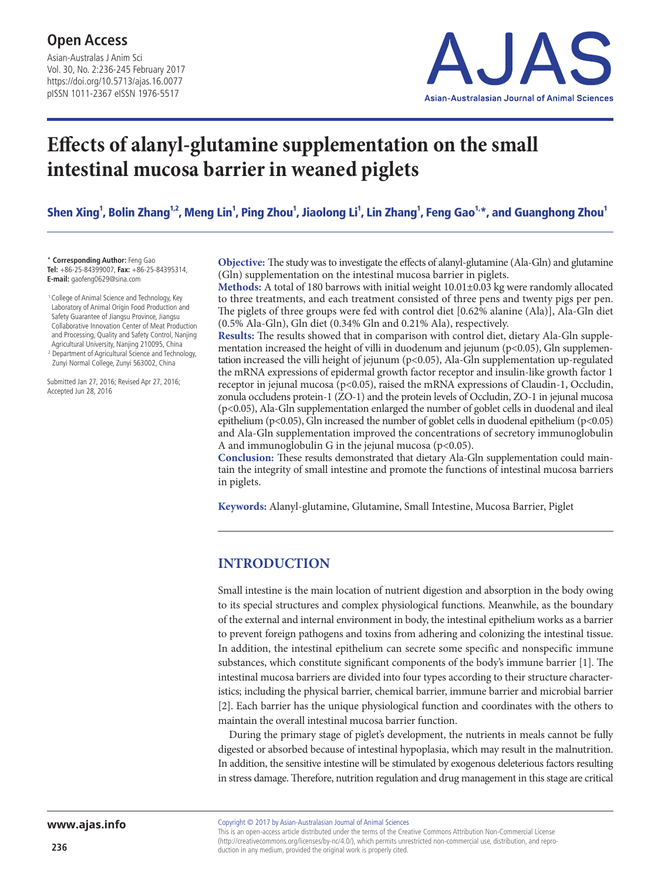**Open Access**

# Effects of alanyl-glutamine supplementation on the small intestinal mucosa barrier in weaned piglets

**Shen Xing[1], Bolin Zhang[1,2], Meng Lin[1], Ping Zhou[1], Jiaolong Li[1], Lin Zhang[1], Feng Gao[1,*], and Guanghong Zhou[1]**

\* **Corresponding Author:** Feng Gao
**Tel:** +86-25-84399007, **Fax:** +86-25-84395314,
**E-mail:** gaofeng0629@sina.com

[1] College of Animal Science and Technology, Key Laboratory of Animal Origin Food Production and Safety Guarantee of Jiangsu Province, Jiangsu Collaborative Innovation Center of Meat Production and Processing, Quality and Safety Control, Nanjing Agricultural University, Nanjing 210095, China
[2] Department of Agricultural Science and Technology, Zunyi Normal College, Zunyi 563002, China

Submitted Jan 27, 2016; Revised Apr 27, 2016; Accepted Jun 28, 2016

**Objective:** The study was to investigate the effects of alanyl-glutamine (Ala-Gln) and glutamine (Gln) supplementation on the intestinal mucosa barrier in piglets.

**Methods:** A total of 180 barrows with initial weight 10.01±0.03 kg were randomly allocated to three treatments, and each treatment consisted of three pens and twenty pigs per pen. The piglets of three groups were fed with control diet [0.62% alanine (Ala)], Ala-Gln diet (0.5% Ala-Gln), Gln diet (0.34% Gln and 0.21% Ala), respectively.

**Results:** The results showed that in comparison with control diet, dietary Ala-Gln supplementation increased the height of villi in duodenum and jejunum ($p<0.05$), Gln supplementation increased the villi height of jejunum ($p<0.05$), Ala-Gln supplementation up-regulated the mRNA expressions of epidermal growth factor receptor and insulin-like growth factor 1 receptor in jejunal mucosa ($p<0.05$), raised the mRNA expressions of Claudin-1, Occludin, zonula occludens protein-1 (ZO-1) and the protein levels of Occludin, ZO-1 in jejunal mucosa ($p<0.05$), Ala-Gln supplementation enlarged the number of goblet cells in duodenal and ileal epithelium ($p<0.05$), Gln increased the number of goblet cells in duodenal epithelium ($p<0.05$) and Ala-Gln supplementation improved the concentrations of secretory immunoglobulin A and immunoglobulin G in the jejunal mucosa ($p<0.05$).

**Conclusion:** These results demonstrated that dietary Ala-Gln supplementation could maintain the integrity of small intestine and promote the functions of intestinal mucosa barriers in piglets.

**Keywords:** Alanyl-glutamine, Glutamine, Small Intestine, Mucosa Barrier, Piglet

## INTRODUCTION

Small intestine is the main location of nutrient digestion and absorption in the body owing to its special structures and complex physiological functions. Meanwhile, as the boundary of the external and internal environment in body, the intestinal epithelium works as a barrier to prevent foreign pathogens and toxins from adhering and colonizing the intestinal tissue. In addition, the intestinal epithelium can secrete some specific and nonspecific immune substances, which constitute significant components of the body's immune barrier [1]. The intestinal mucosa barriers are divided into four types according to their structure characteristics; including the physical barrier, chemical barrier, immune barrier and microbial barrier [2]. Each barrier has the unique physiological function and coordinates with the others to maintain the overall intestinal mucosa barrier function.

During the primary stage of piglet's development, the nutrients in meals cannot be fully digested or absorbed because of intestinal hypoplasia, which may result in the malnutrition. In addition, the sensitive intestine will be stimulated by exogenous deleterious factors resulting in stress damage. Therefore, nutrition regulation and drug management in this stage are critical

Copyright © 2017 by Asian-Australasian Journal of Animal Sciences
This is an open-access article distributed under the terms of the Creative Commons Attribution Non-Commercial License (http://creativecommons.org/licenses/by-nc/4.0/), which permits unrestricted non-commercial use, distribution, and reproduction in any medium, provided the original work is properly cited.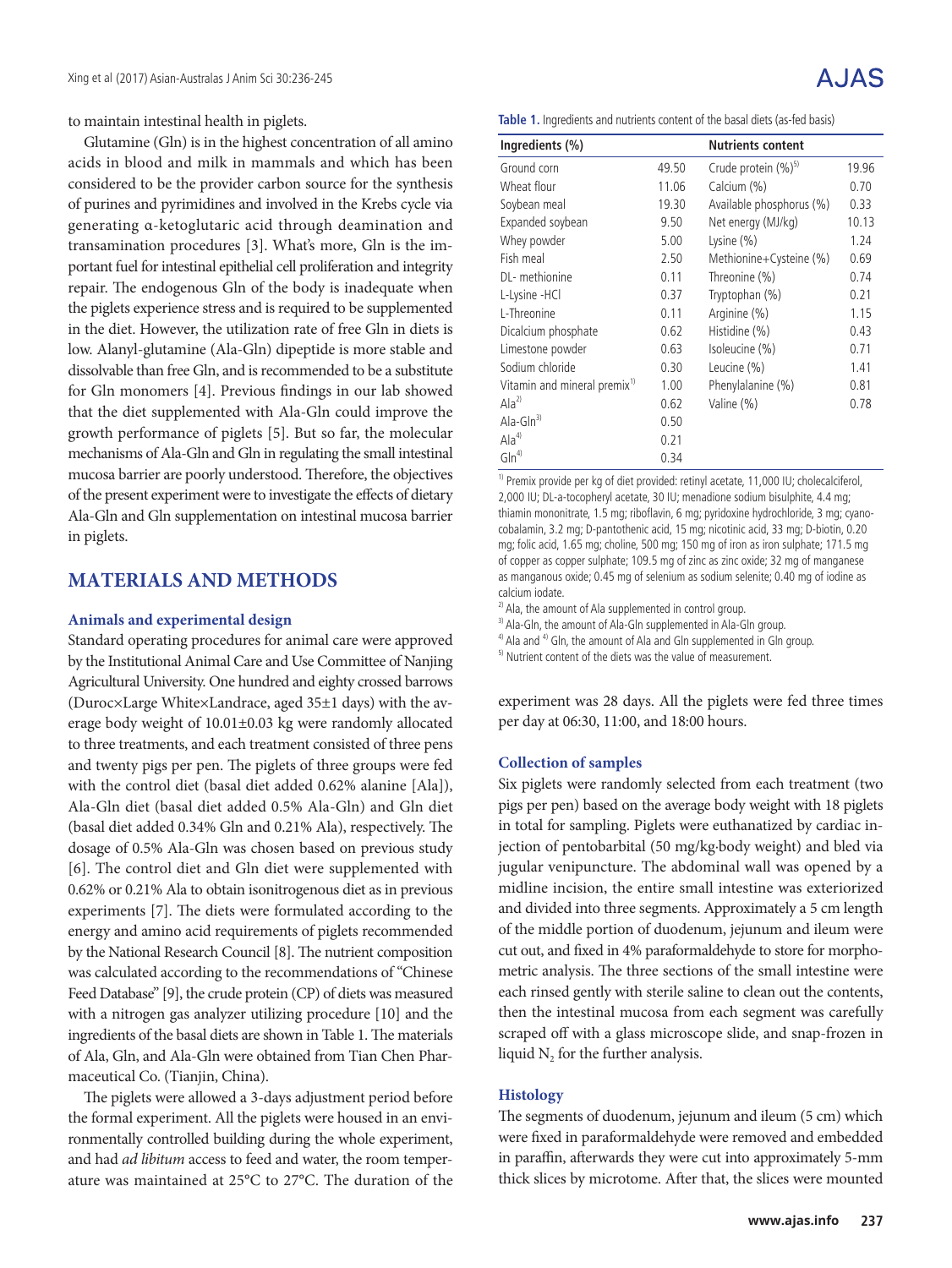to maintain intestinal health in piglets.

Glutamine (Gln) is in the highest concentration of all amino acids in blood and milk in mammals and which has been considered to be the provider carbon source for the synthesis of purines and pyrimidines and involved in the Krebs cycle via generating α-ketoglutaric acid through deamination and transamination procedures [3]. What's more, Gln is the important fuel for intestinal epithelial cell proliferation and integrity repair. The endogenous Gln of the body is inadequate when the piglets experience stress and is required to be supplemented in the diet. However, the utilization rate of free Gln in diets is low. Alanyl-glutamine (Ala-Gln) dipeptide is more stable and dissolvable than free Gln, and is recommended to be a substitute for Gln monomers [4]. Previous findings in our lab showed that the diet supplemented with Ala-Gln could improve the growth performance of piglets [5]. But so far, the molecular mechanisms of Ala-Gln and Gln in regulating the small intestinal mucosa barrier are poorly understood. Therefore, the objectives of the present experiment were to investigate the effects of dietary Ala-Gln and Gln supplementation on intestinal mucosa barrier in piglets.

## MATERIALS AND METHODS

### Animals and experimental design

Standard operating procedures for animal care were approved by the Institutional Animal Care and Use Committee of Nanjing Agricultural University. One hundred and eighty crossed barrows (Duroc×Large White×Landrace, aged 35±1 days) with the average body weight of 10.01±0.03 kg were randomly allocated to three treatments, and each treatment consisted of three pens and twenty pigs per pen. The piglets of three groups were fed with the control diet (basal diet added 0.62% alanine [Ala]), Ala-Gln diet (basal diet added 0.5% Ala-Gln) and Gln diet (basal diet added 0.34% Gln and 0.21% Ala), respectively. The dosage of 0.5% Ala-Gln was chosen based on previous study [6]. The control diet and Gln diet were supplemented with 0.62% or 0.21% Ala to obtain isonitrogenous diet as in previous experiments [7]. The diets were formulated according to the energy and amino acid requirements of piglets recommended by the National Research Council [8]. The nutrient composition was calculated according to the recommendations of "Chinese Feed Database" [9], the crude protein (CP) of diets was measured with a nitrogen gas analyzer utilizing procedure [10] and the ingredients of the basal diets are shown in Table 1. The materials of Ala, Gln, and Ala-Gln were obtained from Tian Chen Pharmaceutical Co. (Tianjin, China).

The piglets were allowed a 3-days adjustment period before the formal experiment. All the piglets were housed in an environmentally controlled building during the whole experiment, and had *ad libitum* access to feed and water, the room temperature was maintained at 25°C to 27°C. The duration of the experiment was 28 days. All the piglets were fed three times per day at 06:30, 11:00, and 18:00 hours.

**Table 1.** Ingredients and nutrients content of the basal diets (as-fed basis)

| Ingredients (%) | | Nutrients content | |
|---|---|---|---|
| Ground corn | 49.50 | Crude protein (%)[5] | 19.96 |
| Wheat flour | 11.06 | Calcium (%) | 0.70 |
| Soybean meal | 19.30 | Available phosphorus (%) | 0.33 |
| Expanded soybean | 9.50 | Net energy (MJ/kg) | 10.13 |
| Whey powder | 5.00 | Lysine (%) | 1.24 |
| Fish meal | 2.50 | Methionine+Cysteine (%) | 0.69 |
| DL- methionine | 0.11 | Threonine (%) | 0.74 |
| L-Lysine -HCl | 0.37 | Tryptophan (%) | 0.21 |
| L-Threonine | 0.11 | Arginine (%) | 1.15 |
| Dicalcium phosphate | 0.62 | Histidine (%) | 0.43 |
| Limestone powder | 0.63 | Isoleucine (%) | 0.71 |
| Sodium chloride | 0.30 | Leucine (%) | 1.41 |
| Vitamin and mineral premix[1] | 1.00 | Phenylalanine (%) | 0.81 |
| Ala[2] | 0.62 | Valine (%) | 0.78 |
| Ala-Gln[3] | 0.50 | | |
| Ala[4] | 0.21 | | |
| Gln[4] | 0.34 | | |

[1] Premix provide per kg of diet provided: retinyl acetate, 11,000 IU; cholecalciferol, 2,000 IU; DL-a-tocopheryl acetate, 30 IU; menadione sodium bisulphite, 4.4 mg; thiamin mononitrate, 1.5 mg; riboflavin, 6 mg; pyridoxine hydrochloride, 3 mg; cyanocobalamin, 3.2 mg; D-pantothenic acid, 15 mg; nicotinic acid, 33 mg; D-biotin, 0.20 mg; folic acid, 1.65 mg; choline, 500 mg; 150 mg of iron as iron sulphate; 171.5 mg of copper as copper sulphate; 109.5 mg of zinc as zinc oxide; 32 mg of manganese as manganous oxide; 0.45 mg of selenium as sodium selenite; 0.40 mg of iodine as calcium iodate.

[2] Ala, the amount of Ala supplemented in control group.

[3] Ala-Gln, the amount of Ala-Gln supplemented in Ala-Gln group.

[4] Ala and [4] Gln, the amount of Ala and Gln supplemented in Gln group.

[5] Nutrient content of the diets was the value of measurement.

### Collection of samples

Six piglets were randomly selected from each treatment (two pigs per pen) based on the average body weight with 18 piglets in total for sampling. Piglets were euthanized by cardiac injection of pentobarbital (50 mg/kg·body weight) and bled via jugular venipuncture. The abdominal wall was opened by a midline incision, the entire small intestine was exteriorized and divided into three segments. Approximately a 5 cm length of the middle portion of duodenum, jejunum and ileum were cut out, and fixed in 4% paraformaldehyde to store for morphometric analysis. The three sections of the small intestine were each rinsed gently with sterile saline to clean out the contents, then the intestinal mucosa from each segment was carefully scraped off with a glass microscope slide, and snap-frozen in liquid $N_2$ for the further analysis.

### Histology

The segments of duodenum, jejunum and ileum (5 cm) which were fixed in paraformaldehyde were removed and embedded in paraffin, afterwards they were cut into approximately 5-mm thick slices by microtome. After that, the slices were mounted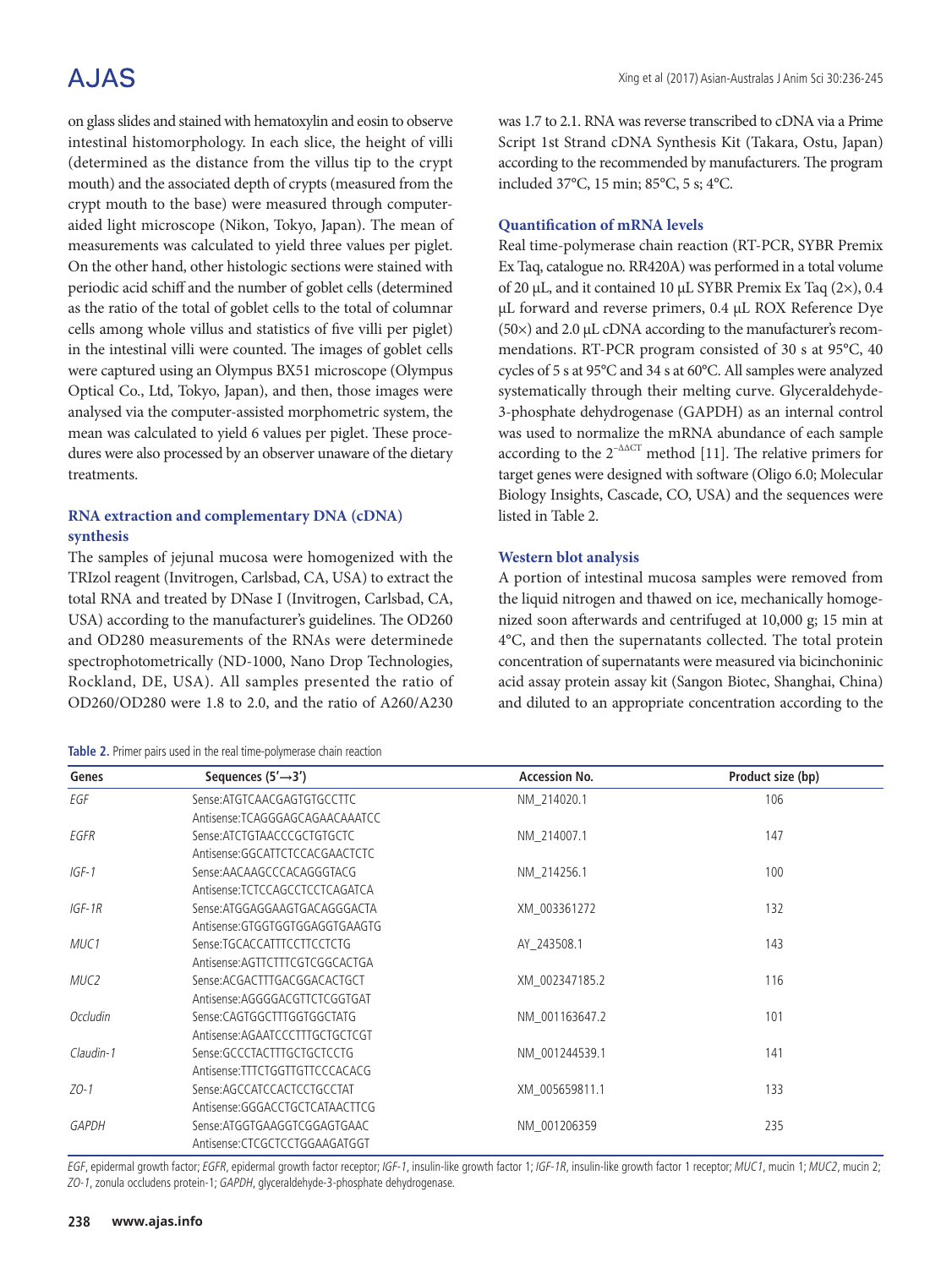on glass slides and stained with hematoxylin and eosin to observe intestinal histomorphology. In each slice, the height of villi (determined as the distance from the villus tip to the crypt mouth) and the associated depth of crypts (measured from the crypt mouth to the base) were measured through computer-aided light microscope (Nikon, Tokyo, Japan). The mean of measurements was calculated to yield three values per piglet. On the other hand, other histologic sections were stained with periodic acid schiff and the number of goblet cells (determined as the ratio of the total of goblet cells to the total of columnar cells among whole villus and statistics of five villi per piglet) in the intestinal villi were counted. The images of goblet cells were captured using an Olympus BX51 microscope (Olympus Optical Co., Ltd, Tokyo, Japan), and then, those images were analysed via the computer-assisted morphometric system, the mean was calculated to yield 6 values per piglet. These procedures were also processed by an observer unaware of the dietary treatments.

### RNA extraction and complementary DNA (cDNA) synthesis

The samples of jejunal mucosa were homogenized with the TRIzol reagent (Invitrogen, Carlsbad, CA, USA) to extract the total RNA and treated by DNase I (Invitrogen, Carlsbad, CA, USA) according to the manufacturer's guidelines. The OD260 and OD280 measurements of the RNAs were determinede spectrophotometrically (ND-1000, Nano Drop Technologies, Rockland, DE, USA). All samples presented the ratio of OD260/OD280 were 1.8 to 2.0, and the ratio of A260/A230 was 1.7 to 2.1. RNA was reverse transcribed to cDNA via a Prime Script 1st Strand cDNA Synthesis Kit (Takara, Ostu, Japan) according to the recommended by manufacturers. The program included 37°C, 15 min; 85°C, 5 s; 4°C.

### Quantification of mRNA levels

Real time-polymerase chain reaction (RT-PCR, SYBR Premix Ex Taq, catalogue no. RR420A) was performed in a total volume of 20 μL, and it contained 10 μL SYBR Premix Ex Taq (2×), 0.4 μL forward and reverse primers, 0.4 μL ROX Reference Dye (50×) and 2.0 μL cDNA according to the manufacturer's recommendations. RT-PCR program consisted of 30 s at 95°C, 40 cycles of 5 s at 95°C and 34 s at 60°C. All samples were analyzed systematically through their melting curve. Glyceraldehyde-3-phosphate dehydrogenase (GAPDH) as an internal control was used to normalize the mRNA abundance of each sample according to the $2^{-\Delta\Delta CT}$ method [11]. The relative primers for target genes were designed with software (Oligo 6.0; Molecular Biology Insights, Cascade, CO, USA) and the sequences were listed in Table 2.

### Western blot analysis

A portion of intestinal mucosa samples were removed from the liquid nitrogen and thawed on ice, mechanically homogenized soon afterwards and centrifuged at 10,000 g; 15 min at 4°C, and then the supernatants collected. The total protein concentration of supernatants were measured via bicinchoninic acid assay protein assay kit (Sangon Biotec, Shanghai, China) and diluted to an appropriate concentration according to the

**Table 2.** Primer pairs used in the real time-polymerase chain reaction

| Genes | Sequences (5'→3') | Accession No. | Product size (bp) |
|---|---|---|---|
| *EGF* | Sense:ATGTCAACGAGTGTGCCTTC<br>Antisense:TCAGGGAGCAGAACAAATCC | NM_214020.1 | 106 |
| *EGFR* | Sense:ATCTGTAACCCGCTGTGCTC<br>Antisense:GGCATTCTCCACGAACTCTC | NM_214007.1 | 147 |
| *IGF-1* | Sense:AACAAGCCCACAGGGTACG<br>Antisense:TCTCCAGCCTCCTCAGATCA | NM_214256.1 | 100 |
| *IGF-1R* | Sense:ATGGAGGAAGTGACAGGGACTA<br>Antisense:GTGGTGGTGGAGGTGAAGTG | XM_003361272 | 132 |
| *MUC1* | Sense:TGCACCATTTCCTTCCTCTG<br>Antisense:AGTTCTTTCGTCGGCACTGA | AY_243508.1 | 143 |
| *MUC2* | Sense:ACGACTTTGACGGACACTGCT<br>Antisense:AGGGGACGTTCTCGGTGAT | XM_002347185.2 | 116 |
| *Occludin* | Sense:CAGTGGCTTTGGTGGCTATG<br>Antisense:AGAATCCCTTTGCTGCTCGT | NM_001163647.2 | 101 |
| *Claudin-1* | Sense:GCCCTACTTTGCTGCTCCTG<br>Antisense:TTTCTGGTTGTTCCCACACG | NM_001244539.1 | 141 |
| *ZO-1* | Sense:AGCCATCCACTCCTGCCTAT<br>Antisense:GGGACCTGCTCATAACTTCG | XM_005659811.1 | 133 |
| *GAPDH* | Sense:ATGGTGAAGGTCGGAGTGAAC<br>Antisense:CTCGCTCCTGGAAGATGGT | NM_001206359 | 235 |

*EGF*, epidermal growth factor; *EGFR*, epidermal growth factor receptor; *IGF-1*, insulin-like growth factor 1; *IGF-1R*, insulin-like growth factor 1 receptor; *MUC1*, mucin 1; *MUC2*, mucin 2; *ZO-1*, zonula occludens protein-1; *GAPDH*, glyceraldehyde-3-phosphate dehydrogenase.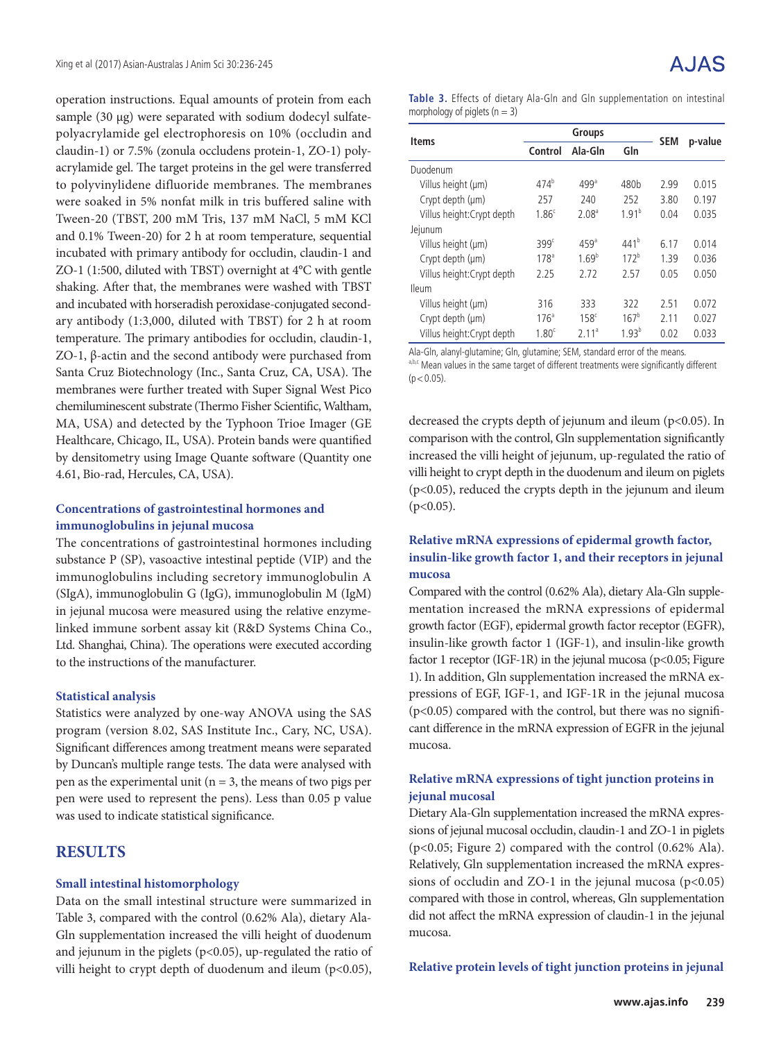operation instructions. Equal amounts of protein from each sample (30 μg) were separated with sodium dodecyl sulfate-polyacrylamide gel electrophoresis on 10% (occludin and claudin-1) or 7.5% (zonula occludens protein-1, ZO-1) polyacrylamide gel. The target proteins in the gel were transferred to polyvinylidene difluoride membranes. The membranes were soaked in 5% nonfat milk in tris buffered saline with Tween-20 (TBST, 200 mM Tris, 137 mM NaCl, 5 mM KCl and 0.1% Tween-20) for 2 h at room temperature, sequential incubated with primary antibody for occludin, claudin-1 and ZO-1 (1:500, diluted with TBST) overnight at 4°C with gentle shaking. After that, the membranes were washed with TBST and incubated with horseradish peroxidase-conjugated secondary antibody (1:3,000, diluted with TBST) for 2 h at room temperature. The primary antibodies for occludin, claudin-1, ZO-1, β-actin and the second antibody were purchased from Santa Cruz Biotechnology (Inc., Santa Cruz, CA, USA). The membranes were further treated with Super Signal West Pico chemiluminescent substrate (Thermo Fisher Scientific, Waltham, MA, USA) and detected by the Typhoon Trioe Imager (GE Healthcare, Chicago, IL, USA). Protein bands were quantified by densitometry using Image Quante software (Quantity one 4.61, Bio-rad, Hercules, CA, USA).

### Concentrations of gastrointestinal hormones and immunoglobulins in jejunal mucosa

The concentrations of gastrointestinal hormones including substance P (SP), vasoactive intestinal peptide (VIP) and the immunoglobulins including secretory immunoglobulin A (SIgA), immunoglobulin G (IgG), immunoglobulin M (IgM) in jejunal mucosa were measured using the relative enzyme-linked immune sorbent assay kit (R&D Systems China Co., Ltd. Shanghai, China). The operations were executed according to the instructions of the manufacturer.

### Statistical analysis

Statistics were analyzed by one-way ANOVA using the SAS program (version 8.02, SAS Institute Inc., Cary, NC, USA). Significant differences among treatment means were separated by Duncan's multiple range tests. The data were analysed with pen as the experimental unit (n = 3, the means of two pigs per pen were used to represent the pens). Less than 0.05 p value was used to indicate statistical significance.

## RESULTS

### Small intestinal histomorphology

Data on the small intestinal structure were summarized in Table 3, compared with the control (0.62% Ala), dietary Ala-Gln supplementation increased the villi height of duodenum and jejunum in the piglets ($p<0.05$), up-regulated the ratio of villi height to crypt depth of duodenum and ileum ($p<0.05$), decreased the crypts depth of jejunum and ileum ($p<0.05$). In comparison with the control, Gln supplementation significantly increased the villi height of jejunum, up-regulated the ratio of villi height to crypt depth in the duodenum and ileum on piglets ($p<0.05$), reduced the crypts depth in the jejunum and ileum ($p<0.05$).

**Table 3.** Effects of dietary Ala-Gln and Gln supplementation on intestinal morphology of piglets (n = 3)

| Items | Groups | | | SEM | p-value |
|---|---|---|---|---|---|
| | Control | Ala-Gln | Gln | | |
| Duodenum | | | | | |
| Villus height (μm) | 474[b] | 499[a] | 480b | 2.99 | 0.015 |
| Crypt depth (μm) | 257 | 240 | 252 | 3.80 | 0.197 |
| Villus height:Crypt depth | 1.86[c] | 2.08[a] | 1.91[b] | 0.04 | 0.035 |
| Jejunum | | | | | |
| Villus height (μm) | 399[c] | 459[a] | 441[b] | 6.17 | 0.014 |
| Crypt depth (μm) | 178[a] | 1.69[b] | 172[b] | 1.39 | 0.036 |
| Villus height:Crypt depth | 2.25 | 2.72 | 2.57 | 0.05 | 0.050 |
| Ileum | | | | | |
| Villus height (μm) | 316 | 333 | 322 | 2.51 | 0.072 |
| Crypt depth (μm) | 176[a] | 158[c] | 167[b] | 2.11 | 0.027 |
| Villus height:Crypt depth | 1.80[c] | 2.11[a] | 1.93[b] | 0.02 | 0.033 |

Ala-Gln, alanyl-glutamine; Gln, glutamine; SEM, standard error of the means.
[a,b,c] Mean values in the same target of different treatments were significantly different ($p<0.05$).

### Relative mRNA expressions of epidermal growth factor, insulin-like growth factor 1, and their receptors in jejunal mucosa

Compared with the control (0.62% Ala), dietary Ala-Gln supplementation increased the mRNA expressions of epidermal growth factor (EGF), epidermal growth factor receptor (EGFR), insulin-like growth factor 1 (IGF-1), and insulin-like growth factor 1 receptor (IGF-1R) in the jejunal mucosa ($p<0.05$; Figure 1). In addition, Gln supplementation increased the mRNA expressions of EGF, IGF-1, and IGF-1R in the jejunal mucosa ($p<0.05$) compared with the control, but there was no significant difference in the mRNA expression of EGFR in the jejunal mucosa.

### Relative mRNA expressions of tight junction proteins in jejunal mucosal

Dietary Ala-Gln supplementation increased the mRNA expressions of jejunal mucosal occludin, claudin-1 and ZO-1 in piglets ($p<0.05$; Figure 2) compared with the control (0.62% Ala). Relatively, Gln supplementation increased the mRNA expressions of occludin and ZO-1 in the jejunal mucosa ($p<0.05$) compared with those in control, whereas, Gln supplementation did not affect the mRNA expression of claudin-1 in the jejunal mucosa.

### Relative protein levels of tight junction proteins in jejunal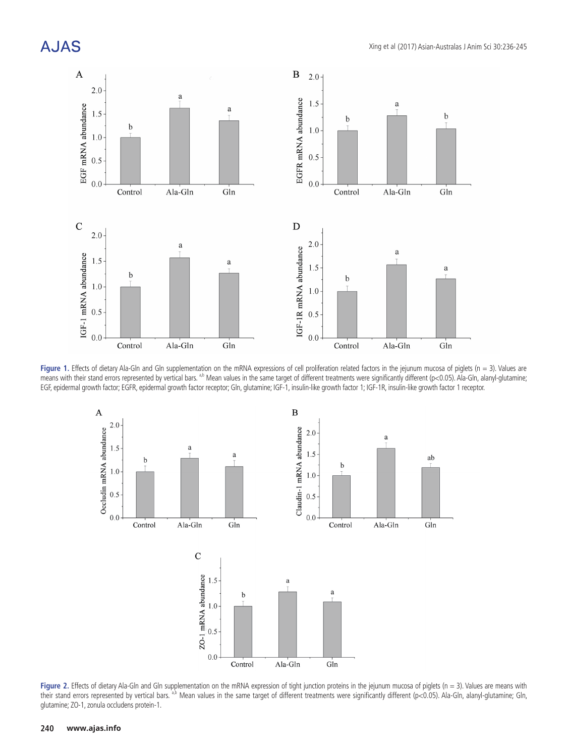**Figure 1.** Effects of dietary Ala-Gln and Gln supplementation on the mRNA expressions of cell proliferation related factors in the jejunum mucosa of piglets (n = 3). Values are means with their stand errors represented by vertical bars. [a,b] Mean values in the same target of different treatments were significantly different (p<0.05). Ala-Gln, alanyl-glutamine; EGF, epidermal growth factor; EGFR, epidermal growth factor receptor; Gln, glutamine; IGF-1, insulin-like growth factor 1; IGF-1R, insulin-like growth factor 1 receptor.

**Figure 2.** Effects of dietary Ala-Gln and Gln supplementation on the mRNA expression of tight junction proteins in the jejunum mucosa of piglets (n = 3). Values are means with their stand errors represented by vertical bars. [a,b] Mean values in the same target of different treatments were significantly different (p<0.05). Ala-Gln, alanyl-glutamine; Gln, glutamine; ZO-1, zonula occludens protein-1.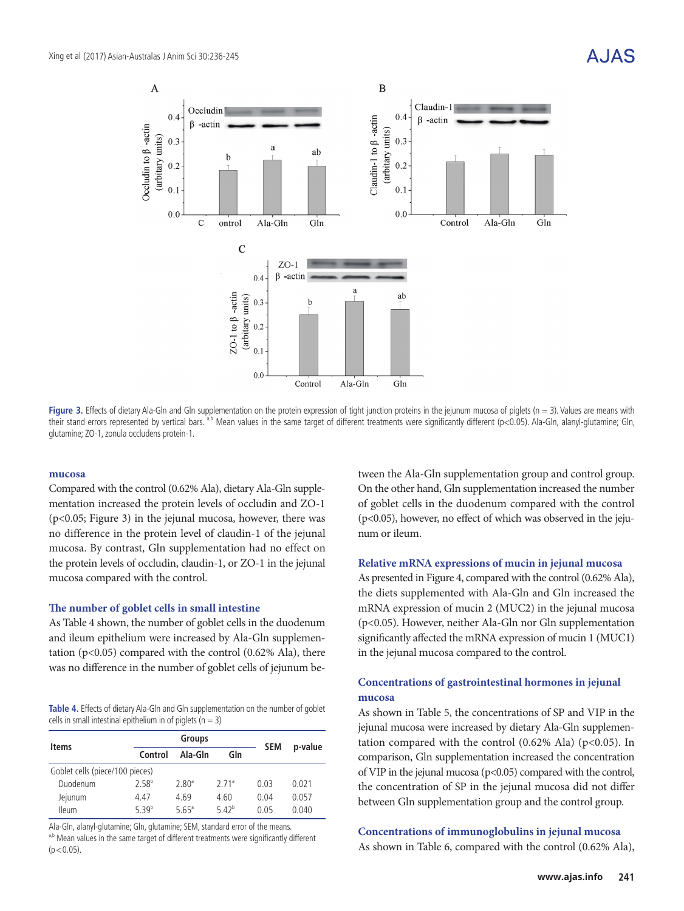Figure 3. Effects of dietary Ala-Gln and Gln supplementation on the protein expression of tight junction proteins in the jejunum mucosa of piglets (n = 3). Values are means with their stand errors represented by vertical bars. [a,b] Mean values in the same target of different treatments were significantly different (p<0.05). Ala-Gln, alanyl-glutamine; Gln, glutamine; ZO-1, zonula occludens protein-1.

### mucosa

Compared with the control (0.62% Ala), dietary Ala-Gln supplementation increased the protein levels of occludin and ZO-1 (p<0.05; Figure 3) in the jejunal mucosa, however, there was no difference in the protein level of claudin-1 of the jejunal mucosa. By contrast, Gln supplementation had no effect on the protein levels of occludin, claudin-1, or ZO-1 in the jejunal mucosa compared with the control.

### The number of goblet cells in small intestine

As Table 4 shown, the number of goblet cells in the duodenum and ileum epithelium were increased by Ala-Gln supplementation (p<0.05) compared with the control (0.62% Ala), there was no difference in the number of goblet cells of jejunum between the Ala-Gln supplementation group and control group. On the other hand, Gln supplementation increased the number of goblet cells in the duodenum compared with the control (p<0.05), however, no effect of which was observed in the jejunum or ileum.

Table 4. Effects of dietary Ala-Gln and Gln supplementation on the number of goblet cells in small intestinal epithelium in of piglets (n = 3)

| Items | Groups | | | SEM | p-value |
|---|---|---|---|---|---|
| | Control | Ala-Gln | Gln | | |
| Goblet cells (piece/100 pieces) | | | | | |
| Duodenum | 2.58[b] | 2.80[a] | 2.71[a] | 0.03 | 0.021 |
| Jejunum | 4.47 | 4.69 | 4.60 | 0.04 | 0.057 |
| Ileum | 5.39[b] | 5.65[a] | 5.42[b] | 0.05 | 0.040 |

Ala-Gln, alanyl-glutamine; Gln, glutamine; SEM, standard error of the means.
[a,b] Mean values in the same target of different treatments were significantly different (p<0.05).

### Relative mRNA expressions of mucin in jejunal mucosa

As presented in Figure 4, compared with the control (0.62% Ala), the diets supplemented with Ala-Gln and Gln increased the mRNA expression of mucin 2 (MUC2) in the jejunal mucosa (p<0.05). However, neither Ala-Gln nor Gln supplementation significantly affected the mRNA expression of mucin 1 (MUC1) in the jejunal mucosa compared to the control.

### Concentrations of gastrointestinal hormones in jejunal mucosa

As shown in Table 5, the concentrations of SP and VIP in the jejunal mucosa were increased by dietary Ala-Gln supplementation compared with the control (0.62% Ala) (p<0.05). In comparison, Gln supplementation increased the concentration of VIP in the jejunal mucosa (p<0.05) compared with the control, the concentration of SP in the jejunal mucosa did not differ between Gln supplementation group and the control group.

### Concentrations of immunoglobulins in jejunal mucosa

As shown in Table 6, compared with the control (0.62% Ala),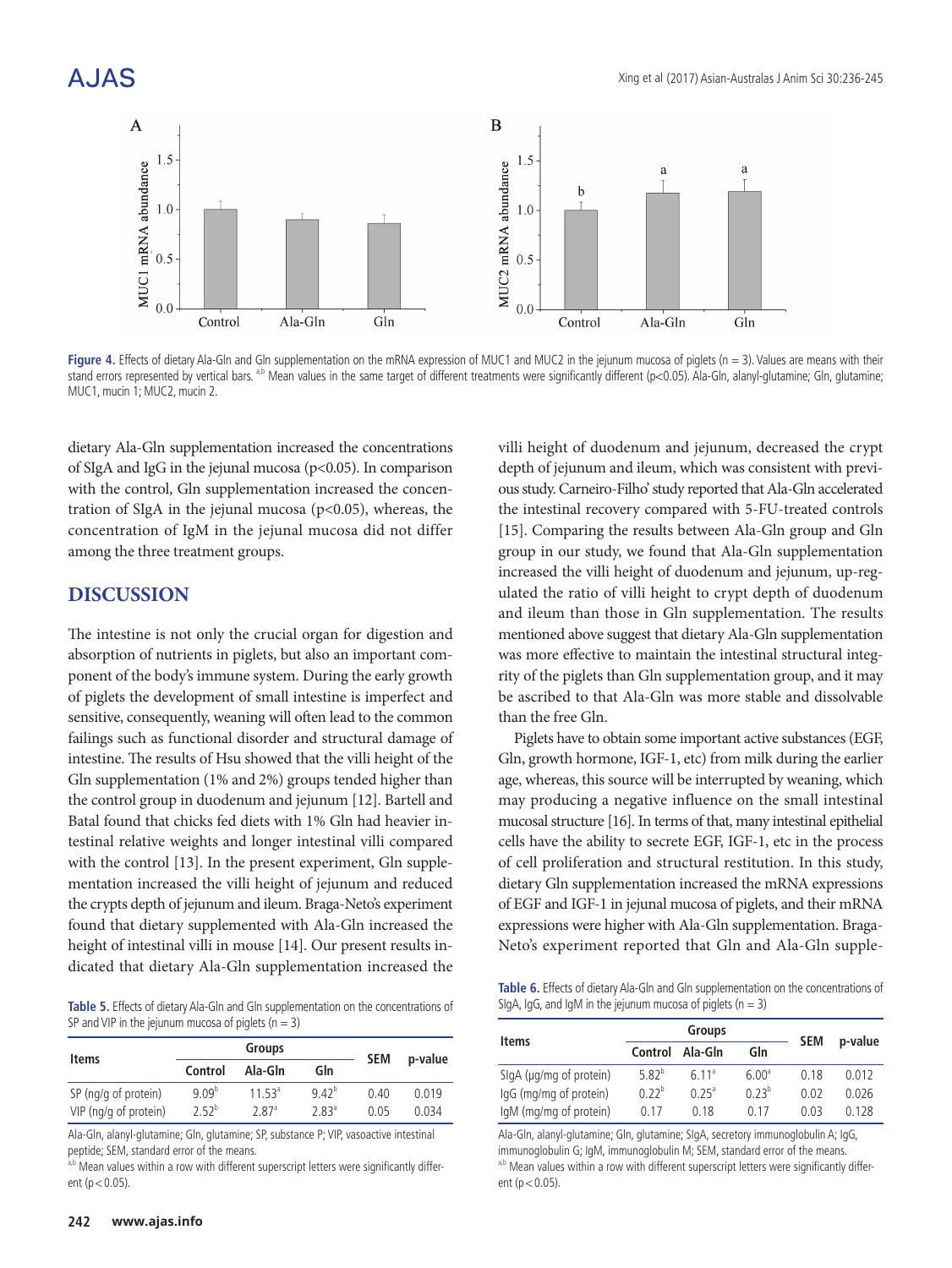Figure 4. Effects of dietary Ala-Gln and Gln supplementation on the mRNA expression of MUC1 and MUC2 in the jejunum mucosa of piglets (n = 3). Values are means with their stand errors represented by vertical bars. [a,b] Mean values in the same target of different treatments were significantly different ($p<0.05$). Ala-Gln, alanyl-glutamine; Gln, glutamine; MUC1, mucin 1; MUC2, mucin 2.

dietary Ala-Gln supplementation increased the concentrations of SIgA and IgG in the jejunal mucosa ($p<0.05$). In comparison with the control, Gln supplementation increased the concentration of SIgA in the jejunal mucosa ($p<0.05$), whereas, the concentration of IgM in the jejunal mucosa did not differ among the three treatment groups.

## DISCUSSION

The intestine is not only the crucial organ for digestion and absorption of nutrients in piglets, but also an important component of the body's immune system. During the early growth of piglets the development of small intestine is imperfect and sensitive, consequently, weaning will often lead to the common failings such as functional disorder and structural damage of intestine. The results of Hsu showed that the villi height of the Gln supplementation (1% and 2%) groups tended higher than the control group in duodenum and jejunum [12]. Bartell and Batal found that chicks fed diets with 1% Gln had heavier intestinal relative weights and longer intestinal villi compared with the control [13]. In the present experiment, Gln supplementation increased the villi height of jejunum and reduced the crypts depth of jejunum and ileum. Braga-Neto's experiment found that dietary supplemented with Ala-Gln increased the height of intestinal villi in mouse [14]. Our present results indicated that dietary Ala-Gln supplementation increased the villi height of duodenum and jejunum, decreased the crypt depth of jejunum and ileum, which was consistent with previous study. Carneiro-Filho' study reported that Ala-Gln accelerated the intestinal recovery compared with 5-FU-treated controls [15]. Comparing the results between Ala-Gln group and Gln group in our study, we found that Ala-Gln supplementation increased the villi height of duodenum and jejunum, up-regulated the ratio of villi height to crypt depth of duodenum and ileum than those in Gln supplementation. The results mentioned above suggest that dietary Ala-Gln supplementation was more effective to maintain the intestinal structural integrity of the piglets than Gln supplementation group, and it may be ascribed to that Ala-Gln was more stable and dissolvable than the free Gln.

Piglets have to obtain some important active substances (EGF, Gln, growth hormone, IGF-1, etc) from milk during the earlier age, whereas, this source will be interrupted by weaning, which may producing a negative influence on the small intestinal mucosal structure [16]. In terms of that, many intestinal epithelial cells have the ability to secrete EGF, IGF-1, etc in the process of cell proliferation and structural restitution. In this study, dietary Gln supplementation increased the mRNA expressions of EGF and IGF-1 in jejunal mucosa of piglets, and their mRNA expressions were higher with Ala-Gln supplementation. Braga-Neto's experiment reported that Gln and Ala-Gln supple-

Table 5. Effects of dietary Ala-Gln and Gln supplementation on the concentrations of SP and VIP in the jejunum mucosa of piglets (n = 3)

| Items | Groups | | | SEM | p-value |
|---|---|---|---|---|---|
| | Control | Ala-Gln | Gln | | |
| SP (ng/g of protein) | 9.09[b] | 11.53[a] | 9.42[b] | 0.40 | 0.019 |
| VIP (ng/g of protein) | 2.52[b] | 2.87[a] | 2.83[a] | 0.05 | 0.034 |

Ala-Gln, alanyl-glutamine; Gln, glutamine; SP, substance P; VIP, vasoactive intestinal peptide; SEM, standard error of the means.
[a,b] Mean values within a row with different superscript letters were significantly different ($p<0.05$).

Table 6. Effects of dietary Ala-Gln and Gln supplementation on the concentrations of SIgA, IgG, and IgM in the jejunum mucosa of piglets (n = 3)

| Items | Groups | | | SEM | p-value |
|---|---|---|---|---|---|
| | Control | Ala-Gln | Gln | | |
| SIgA (μg/mg of protein) | 5.82[b] | 6.11[a] | 6.00[a] | 0.18 | 0.012 |
| IgG (mg/mg of protein) | 0.22[b] | 0.25[a] | 0.23[b] | 0.02 | 0.026 |
| IgM (mg/mg of protein) | 0.17 | 0.18 | 0.17 | 0.03 | 0.128 |

Ala-Gln, alanyl-glutamine; Gln, glutamine; SIgA, secretory immunoglobulin A; IgG, immunoglobulin G; IgM, immunoglobulin M; SEM, standard error of the means.
[a,b] Mean values within a row with different superscript letters were significantly different ($p<0.05$).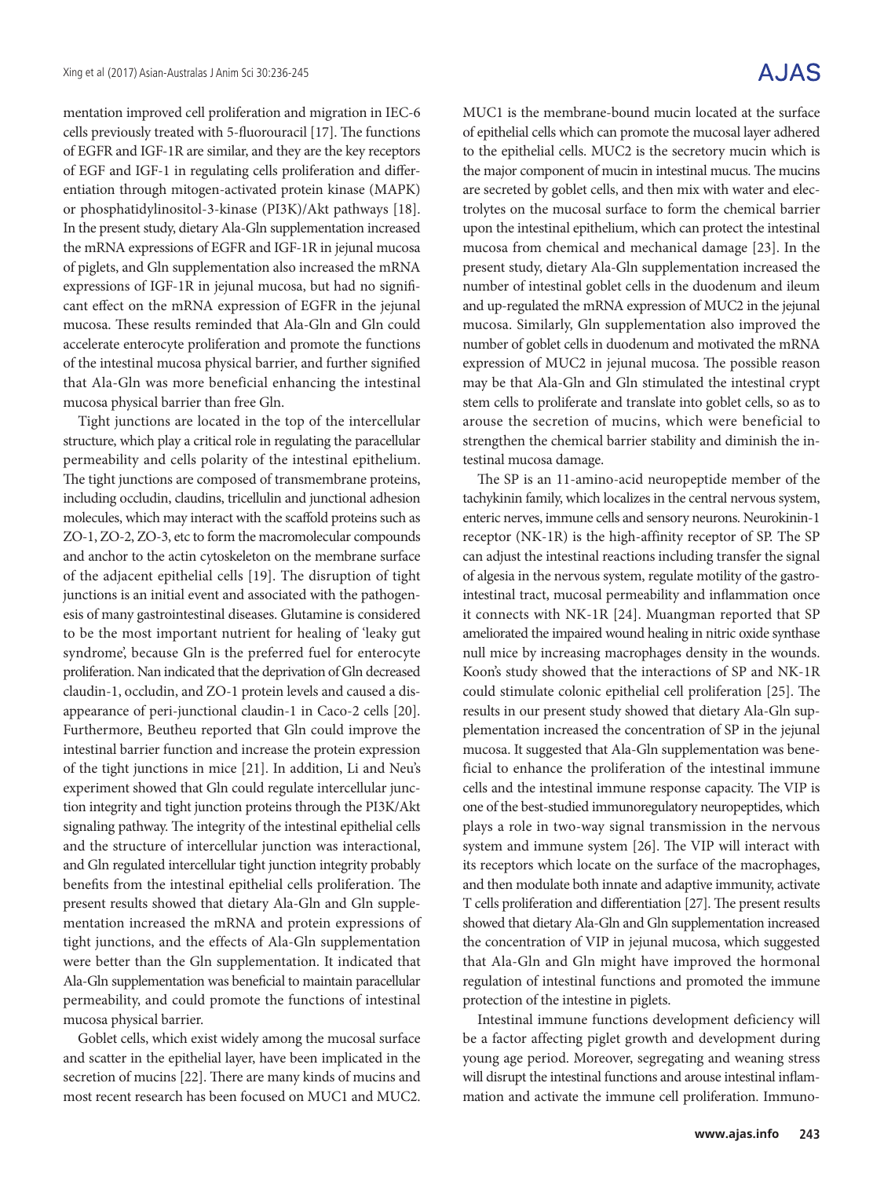mentation improved cell proliferation and migration in IEC-6 cells previously treated with 5-fluorouracil [17]. The functions of EGFR and IGF-1R are similar, and they are the key receptors of EGF and IGF-1 in regulating cells proliferation and differentiation through mitogen-activated protein kinase (MAPK) or phosphatidylinositol-3-kinase (PI3K)/Akt pathways [18]. In the present study, dietary Ala-Gln supplementation increased the mRNA expressions of EGFR and IGF-1R in jejunal mucosa of piglets, and Gln supplementation also increased the mRNA expressions of IGF-1R in jejunal mucosa, but had no significant effect on the mRNA expression of EGFR in the jejunal mucosa. These results reminded that Ala-Gln and Gln could accelerate enterocyte proliferation and promote the functions of the intestinal mucosa physical barrier, and further signified that Ala-Gln was more beneficial enhancing the intestinal mucosa physical barrier than free Gln.

Tight junctions are located in the top of the intercellular structure, which play a critical role in regulating the paracellular permeability and cells polarity of the intestinal epithelium. The tight junctions are composed of transmembrane proteins, including occludin, claudins, tricellulin and junctional adhesion molecules, which may interact with the scaffold proteins such as ZO-1, ZO-2, ZO-3, etc to form the macromolecular compounds and anchor to the actin cytoskeleton on the membrane surface of the adjacent epithelial cells [19]. The disruption of tight junctions is an initial event and associated with the pathogenesis of many gastrointestinal diseases. Glutamine is considered to be the most important nutrient for healing of 'leaky gut syndrome', because Gln is the preferred fuel for enterocyte proliferation. Nan indicated that the deprivation of Gln decreased claudin-1, occludin, and ZO-1 protein levels and caused a disappearance of peri-junctional claudin-1 in Caco-2 cells [20]. Furthermore, Beutheu reported that Gln could improve the intestinal barrier function and increase the protein expression of the tight junctions in mice [21]. In addition, Li and Neu's experiment showed that Gln could regulate intercellular junction integrity and tight junction proteins through the PI3K/Akt signaling pathway. The integrity of the intestinal epithelial cells and the structure of intercellular junction was interactional, and Gln regulated intercellular tight junction integrity probably benefits from the intestinal epithelial cells proliferation. The present results showed that dietary Ala-Gln and Gln supplementation increased the mRNA and protein expressions of tight junctions, and the effects of Ala-Gln supplementation were better than the Gln supplementation. It indicated that Ala-Gln supplementation was beneficial to maintain paracellular permeability, and could promote the functions of intestinal mucosa physical barrier.

Goblet cells, which exist widely among the mucosal surface and scatter in the epithelial layer, have been implicated in the secretion of mucins [22]. There are many kinds of mucins and most recent research has been focused on MUC1 and MUC2. MUC1 is the membrane-bound mucin located at the surface of epithelial cells which can promote the mucosal layer adhered to the epithelial cells. MUC2 is the secretory mucin which is the major component of mucin in intestinal mucus. The mucins are secreted by goblet cells, and then mix with water and electrolytes on the mucosal surface to form the chemical barrier upon the intestinal epithelium, which can protect the intestinal mucosa from chemical and mechanical damage [23]. In the present study, dietary Ala-Gln supplementation increased the number of intestinal goblet cells in the duodenum and ileum and up-regulated the mRNA expression of MUC2 in the jejunal mucosa. Similarly, Gln supplementation also improved the number of goblet cells in duodenum and motivated the mRNA expression of MUC2 in jejunal mucosa. The possible reason may be that Ala-Gln and Gln stimulated the intestinal crypt stem cells to proliferate and translate into goblet cells, so as to arouse the secretion of mucins, which were beneficial to strengthen the chemical barrier stability and diminish the intestinal mucosa damage.

The SP is an 11-amino-acid neuropeptide member of the tachykinin family, which localizes in the central nervous system, enteric nerves, immune cells and sensory neurons. Neurokinin-1 receptor (NK-1R) is the high-affinity receptor of SP. The SP can adjust the intestinal reactions including transfer the signal of algesia in the nervous system, regulate motility of the gastrointestinal tract, mucosal permeability and inflammation once it connects with NK-1R [24]. Muangman reported that SP ameliorated the impaired wound healing in nitric oxide synthase null mice by increasing macrophages density in the wounds. Koon's study showed that the interactions of SP and NK-1R could stimulate colonic epithelial cell proliferation [25]. The results in our present study showed that dietary Ala-Gln supplementation increased the concentration of SP in the jejunal mucosa. It suggested that Ala-Gln supplementation was beneficial to enhance the proliferation of the intestinal immune cells and the intestinal immune response capacity. The VIP is one of the best-studied immunoregulatory neuropeptides, which plays a role in two-way signal transmission in the nervous system and immune system [26]. The VIP will interact with its receptors which locate on the surface of the macrophages, and then modulate both innate and adaptive immunity, activate T cells proliferation and differentiation [27]. The present results showed that dietary Ala-Gln and Gln supplementation increased the concentration of VIP in jejunal mucosa, which suggested that Ala-Gln and Gln might have improved the hormonal regulation of intestinal functions and promoted the immune protection of the intestine in piglets.

Intestinal immune functions development deficiency will be a factor affecting piglet growth and development during young age period. Moreover, segregating and weaning stress will disrupt the intestinal functions and arouse intestinal inflammation and activate the immune cell proliferation. Immuno-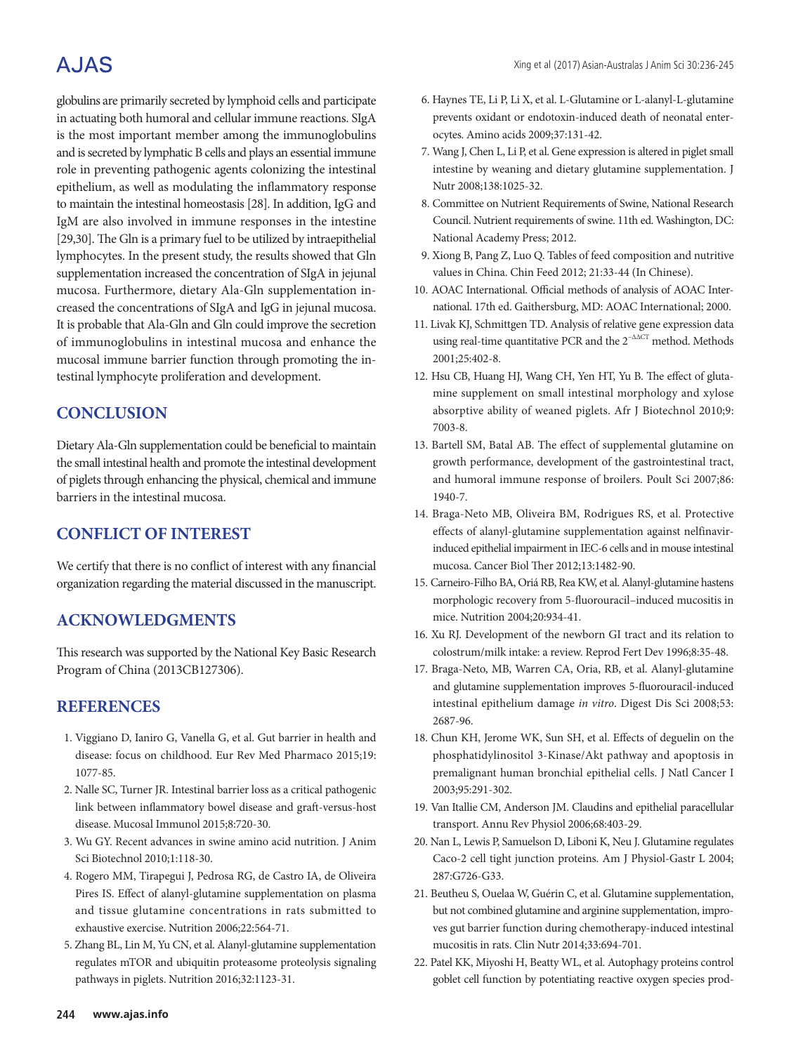globulins are primarily secreted by lymphoid cells and participate in actuating both humoral and cellular immune reactions. SIgA is the most important member among the immunoglobulins and is secreted by lymphatic B cells and plays an essential immune role in preventing pathogenic agents colonizing the intestinal epithelium, as well as modulating the inflammatory response to maintain the intestinal homeostasis [28]. In addition, IgG and IgM are also involved in immune responses in the intestine [29,30]. The Gln is a primary fuel to be utilized by intraepithelial lymphocytes. In the present study, the results showed that Gln supplementation increased the concentration of SIgA in jejunal mucosa. Furthermore, dietary Ala-Gln supplementation increased the concentrations of SIgA and IgG in jejunal mucosa. It is probable that Ala-Gln and Gln could improve the secretion of immunoglobulins in intestinal mucosa and enhance the mucosal immune barrier function through promoting the intestinal lymphocyte proliferation and development.

## CONCLUSION

Dietary Ala-Gln supplementation could be beneficial to maintain the small intestinal health and promote the intestinal development of piglets through enhancing the physical, chemical and immune barriers in the intestinal mucosa.

## CONFLICT OF INTEREST

We certify that there is no conflict of interest with any financial organization regarding the material discussed in the manuscript.

## ACKNOWLEDGMENTS

This research was supported by the National Key Basic Research Program of China (2013CB127306).

## REFERENCES

1. Viggiano D, Ianiro G, Vanella G, et al. Gut barrier in health and disease: focus on childhood. Eur Rev Med Pharmaco 2015;19: 1077-85.
2. Nalle SC, Turner JR. Intestinal barrier loss as a critical pathogenic link between inflammatory bowel disease and graft-versus-host disease. Mucosal Immunol 2015;8:720-30.
3. Wu GY. Recent advances in swine amino acid nutrition. J Anim Sci Biotechnol 2010;1:118-30.
4. Rogero MM, Tirapegui J, Pedrosa RG, de Castro IA, de Oliveira Pires IS. Effect of alanyl-glutamine supplementation on plasma and tissue glutamine concentrations in rats submitted to exhaustive exercise. Nutrition 2006;22:564-71.
5. Zhang BL, Lin M, Yu CN, et al. Alanyl-glutamine supplementation regulates mTOR and ubiquitin proteasome proteolysis signaling pathways in piglets. Nutrition 2016;32:1123-31.
6. Haynes TE, Li P, Li X, et al. L-Glutamine or L-alanyl-L-glutamine prevents oxidant or endotoxin-induced death of neonatal enterocytes. Amino acids 2009;37:131-42.
7. Wang J, Chen L, Li P, et al. Gene expression is altered in piglet small intestine by weaning and dietary glutamine supplementation. J Nutr 2008;138:1025-32.
8. Committee on Nutrient Requirements of Swine, National Research Council. Nutrient requirements of swine. 11th ed. Washington, DC: National Academy Press; 2012.
9. Xiong B, Pang Z, Luo Q. Tables of feed composition and nutritive values in China. Chin Feed 2012; 21:33-44 (In Chinese).
10. AOAC International. Official methods of analysis of AOAC International. 17th ed. Gaithersburg, MD: AOAC International; 2000.
11. Livak KJ, Schmittgen TD. Analysis of relative gene expression data using real-time quantitative PCR and the $2^{-\Delta\Delta CT}$ method. Methods 2001;25:402-8.
12. Hsu CB, Huang HJ, Wang CH, Yen HT, Yu B. The effect of glutamine supplement on small intestinal morphology and xylose absorptive ability of weaned piglets. Afr J Biotechnol 2010;9: 7003-8.
13. Bartell SM, Batal AB. The effect of supplemental glutamine on growth performance, development of the gastrointestinal tract, and humoral immune response of broilers. Poult Sci 2007;86: 1940-7.
14. Braga-Neto MB, Oliveira BM, Rodrigues RS, et al. Protective effects of alanyl-glutamine supplementation against nelfinavir-induced epithelial impairment in IEC-6 cells and in mouse intestinal mucosa. Cancer Biol Ther 2012;13:1482-90.
15. Carneiro-Filho BA, Oriá RB, Rea KW, et al. Alanyl-glutamine hastens morphologic recovery from 5-fluorouracil–induced mucositis in mice. Nutrition 2004;20:934-41.
16. Xu RJ. Development of the newborn GI tract and its relation to colostrum/milk intake: a review. Reprod Fert Dev 1996;8:35-48.
17. Braga-Neto, MB, Warren CA, Oria, RB, et al. Alanyl-glutamine and glutamine supplementation improves 5-fluorouracil-induced intestinal epithelium damage *in vitro*. Digest Dis Sci 2008;53: 2687-96.
18. Chun KH, Jerome WK, Sun SH, et al. Effects of deguelin on the phosphatidylinositol 3-Kinase/Akt pathway and apoptosis in premalignant human bronchial epithelial cells. J Natl Cancer I 2003;95:291-302.
19. Van Itallie CM, Anderson JM. Claudins and epithelial paracellular transport. Annu Rev Physiol 2006;68:403-29.
20. Nan L, Lewis P, Samuelson D, Liboni K, Neu J. Glutamine regulates Caco-2 cell tight junction proteins. Am J Physiol-Gastr L 2004; 287:G726-G33.
21. Beutheu S, Ouelaa W, Guérin C, et al. Glutamine supplementation, but not combined glutamine and arginine supplementation, improves gut barrier function during chemotherapy-induced intestinal mucositis in rats. Clin Nutr 2014;33:694-701.
22. Patel KK, Miyoshi H, Beatty WL, et al. Autophagy proteins control goblet cell function by potentiating reactive oxygen species prod-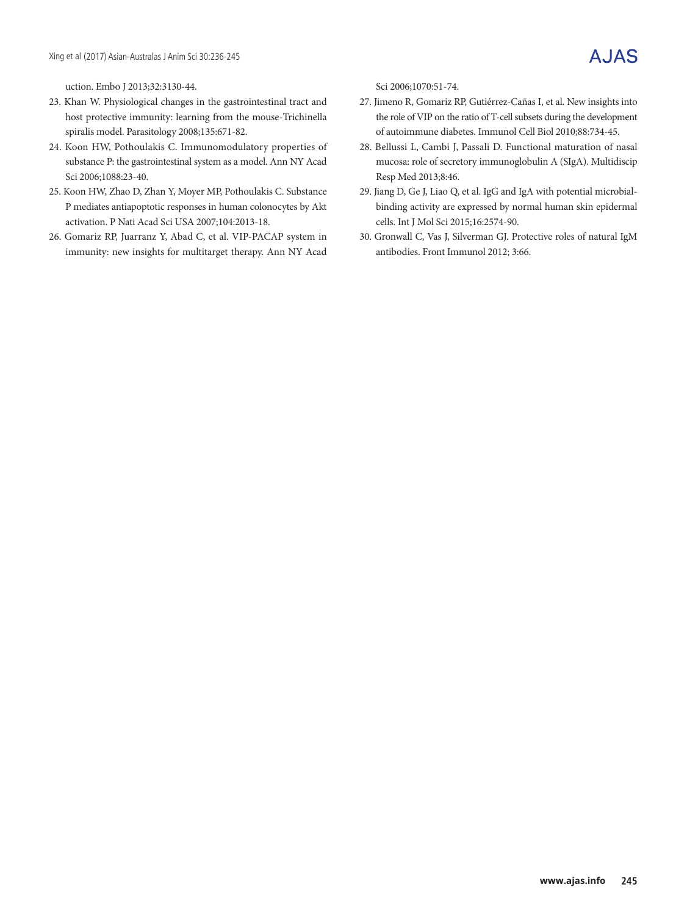uction. Embo J 2013;32:3130-44.

23. Khan W. Physiological changes in the gastrointestinal tract and host protective immunity: learning from the mouse-Trichinella spiralis model. Parasitology 2008;135:671-82.
24. Koon HW, Pothoulakis C. Immunomodulatory properties of substance P: the gastrointestinal system as a model. Ann NY Acad Sci 2006;1088:23-40.
25. Koon HW, Zhao D, Zhan Y, Moyer MP, Pothoulakis C. Substance P mediates antiapoptotic responses in human colonocytes by Akt activation. P Nati Acad Sci USA 2007;104:2013-18.
26. Gomariz RP, Juarranz Y, Abad C, et al. VIP-PACAP system in immunity: new insights for multitarget therapy. Ann NY Acad Sci 2006;1070:51-74.
27. Jimeno R, Gomariz RP, Gutiérrez-Cañas I, et al. New insights into the role of VIP on the ratio of T-cell subsets during the development of autoimmune diabetes. Immunol Cell Biol 2010;88:734-45.
28. Bellussi L, Cambi J, Passali D. Functional maturation of nasal mucosa: role of secretory immunoglobulin A (SIgA). Multidiscip Resp Med 2013;8:46.
29. Jiang D, Ge J, Liao Q, et al. IgG and IgA with potential microbial-binding activity are expressed by normal human skin epidermal cells. Int J Mol Sci 2015;16:2574-90.
30. Gronwall C, Vas J, Silverman GJ. Protective roles of natural IgM antibodies. Front Immunol 2012; 3:66.